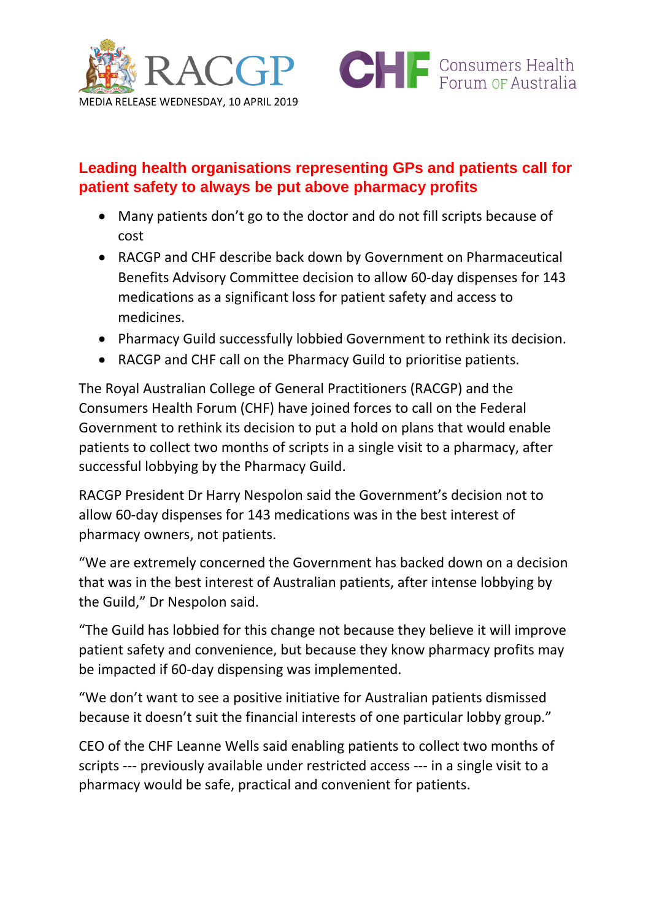RACGP

CHF Consumers Health Forum OF Australia

MEDIA RELEASE WEDNESDAY, 10 APRIL 2019

# Leading health organisations representing GPs and patients call for patient safety to always be put above pharmacy profits

- Many patients don't go to the doctor and do not fill scripts because of cost
- RACGP and CHF describe back down by Government on Pharmaceutical Benefits Advisory Committee decision to allow 60-day dispenses for 143 medications as a significant loss for patient safety and access to medicines.
- Pharmacy Guild successfully lobbied Government to rethink its decision.
- RACGP and CHF call on the Pharmacy Guild to prioritise patients.

The Royal Australian College of General Practitioners (RACGP) and the Consumers Health Forum (CHF) have joined forces to call on the Federal Government to rethink its decision to put a hold on plans that would enable patients to collect two months of scripts in a single visit to a pharmacy, after successful lobbying by the Pharmacy Guild.

RACGP President Dr Harry Nespolon said the Government's decision not to allow 60-day dispenses for 143 medications was in the best interest of pharmacy owners, not patients.

"We are extremely concerned the Government has backed down on a decision that was in the best interest of Australian patients, after intense lobbying by the Guild," Dr Nespolon said.

"The Guild has lobbied for this change not because they believe it will improve patient safety and convenience, but because they know pharmacy profits may be impacted if 60-day dispensing was implemented.

"We don't want to see a positive initiative for Australian patients dismissed because it doesn't suit the financial interests of one particular lobby group."

CEO of the CHF Leanne Wells said enabling patients to collect two months of scripts --- previously available under restricted access --- in a single visit to a pharmacy would be safe, practical and convenient for patients.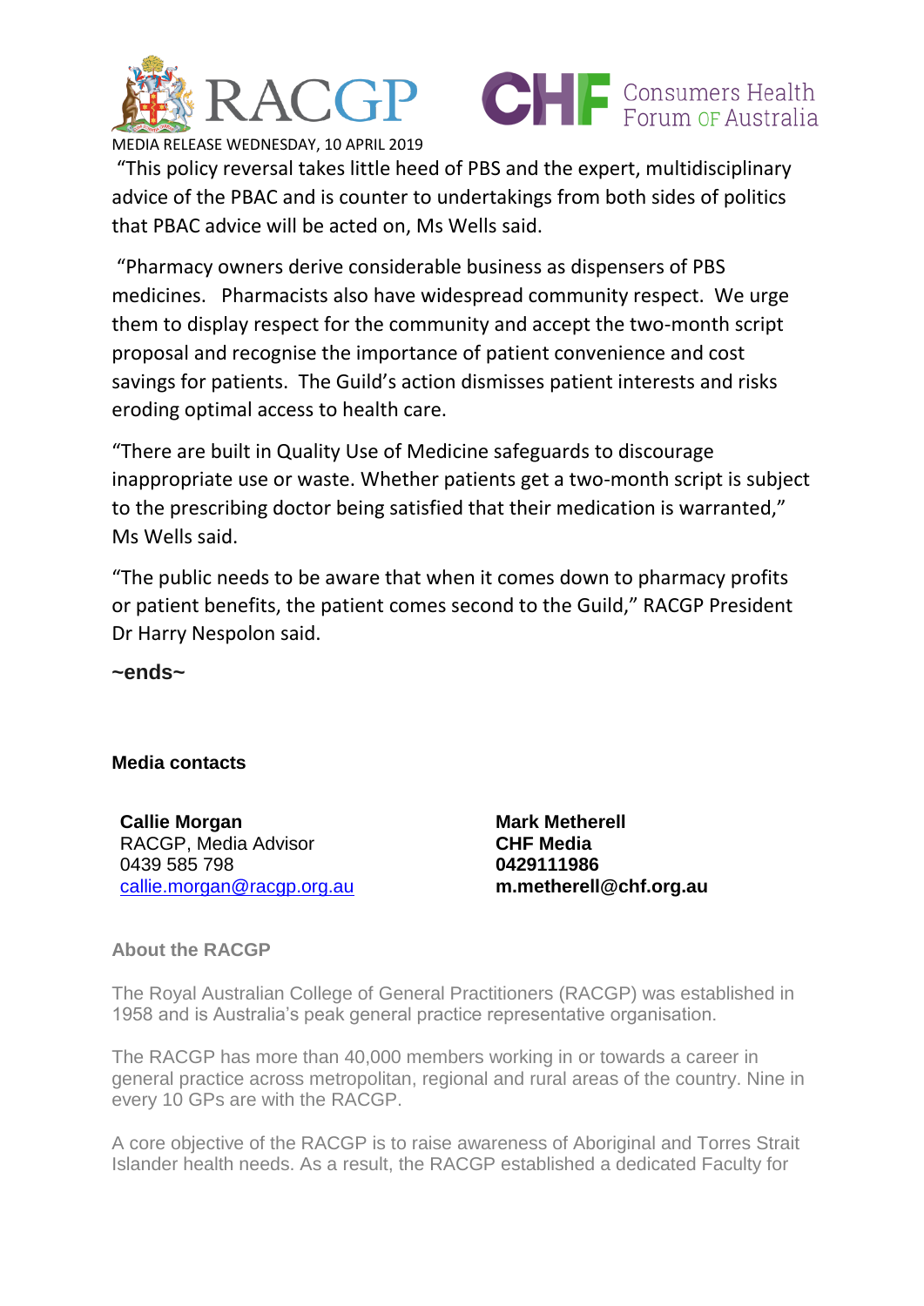MEDIA RELEASE WEDNESDAY, 10 APRIL 2019

"This policy reversal takes little heed of PBS and the expert, multidisciplinary advice of the PBAC and is counter to undertakings from both sides of politics that PBAC advice will be acted on, Ms Wells said.

"Pharmacy owners derive considerable business as dispensers of PBS medicines. Pharmacists also have widespread community respect. We urge them to display respect for the community and accept the two-month script proposal and recognise the importance of patient convenience and cost savings for patients. The Guild's action dismisses patient interests and risks eroding optimal access to health care.

"There are built in Quality Use of Medicine safeguards to discourage inappropriate use or waste. Whether patients get a two-month script is subject to the prescribing doctor being satisfied that their medication is warranted," Ms Wells said.

"The public needs to be aware that when it comes down to pharmacy profits or patient benefits, the patient comes second to the Guild," RACGP President Dr Harry Nespolon said.

**~ends~**

**Media contacts**

**Callie Morgan**
RACGP, Media Advisor
0439 585 798
callie.morgan@racgp.org.au

**Mark Metherell**
**CHF Media**
**0429111986**
**m.metherell@chf.org.au**

**About the RACGP**

The Royal Australian College of General Practitioners (RACGP) was established in 1958 and is Australia's peak general practice representative organisation.

The RACGP has more than 40,000 members working in or towards a career in general practice across metropolitan, regional and rural areas of the country. Nine in every 10 GPs are with the RACGP.

A core objective of the RACGP is to raise awareness of Aboriginal and Torres Strait Islander health needs. As a result, the RACGP established a dedicated Faculty for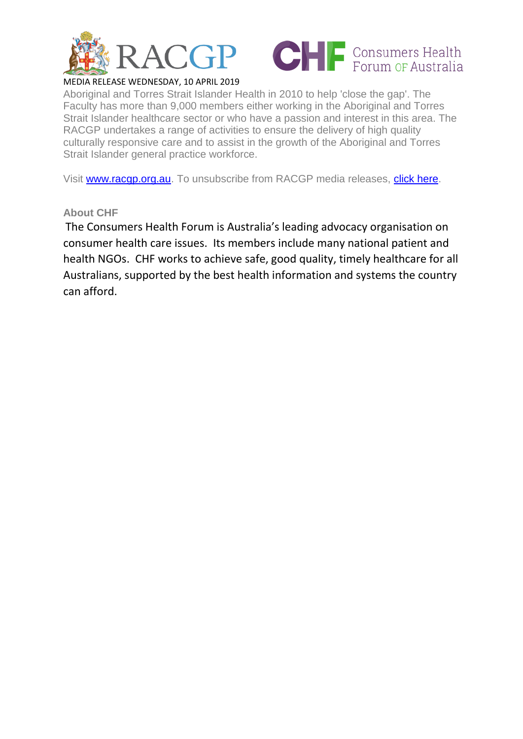Aboriginal and Torres Strait Islander Health in 2010 to help 'close the gap'. The Faculty has more than 9,000 members either working in the Aboriginal and Torres Strait Islander healthcare sector or who have a passion and interest in this area. The RACGP undertakes a range of activities to ensure the delivery of high quality culturally responsive care and to assist in the growth of the Aboriginal and Torres Strait Islander general practice workforce.

Visit www.racgp.org.au. To unsubscribe from RACGP media releases, click here.

**About CHF**

The Consumers Health Forum is Australia's leading advocacy organisation on consumer health care issues. Its members include many national patient and health NGOs. CHF works to achieve safe, good quality, timely healthcare for all Australians, supported by the best health information and systems the country can afford.